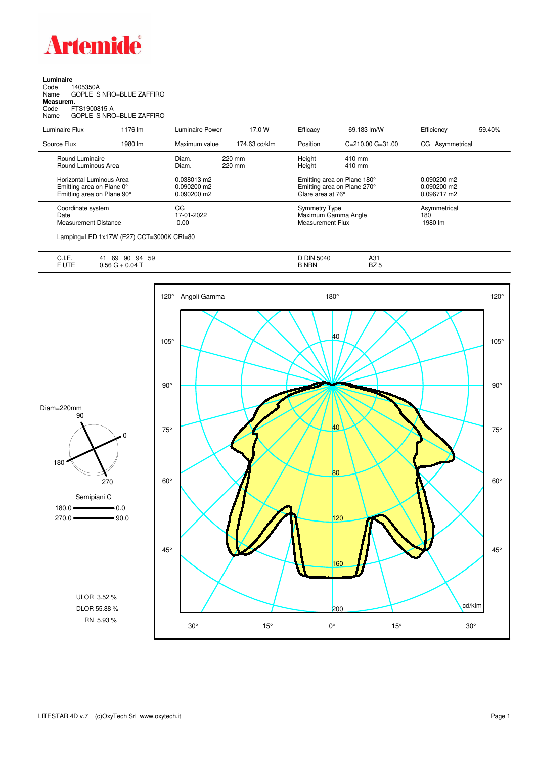# Artemide

**Luminaire**
Code 1405350A
Name GOPLE S NRO+BLUE ZAFFIRO
**Measurem.**
Code FTS1900815-A
Name GOPLE S NRO+BLUE ZAFFIRO

| Luminaire Flux | 1176 lm | Luminaire Power | 17.0 W | Efficacy | 69.183 lm/W | Efficiency | 59.40% |
|---|---|---|---|---|---|---|---|
| Source Flux | 1980 lm | Maximum value | 174.63 cd/klm | Position | C=210.00 G=31.00 | CG Asymmetrical | |

| | | | |
|---|---|---|---|
| Round Luminaire | Diam. 220 mm | Height 410 mm | |
| Round Luminous Area | Diam. 220 mm | Height 410 mm | |
| Horizontal Luminous Area | 0.038013 m2 | Emitting area on Plane 180° | 0.090200 m2 |
| Emitting area on Plane 0° | 0.090200 m2 | Emitting area on Plane 270° | 0.090200 m2 |
| Emitting area on Plane 90° | 0.090200 m2 | Glare area at 76° | 0.096717 m2 |
| Coordinate system | CG | Symmetry Type | Asymmetrical |
| Date | 17-01-2022 | Maximum Gamma Angle | 180 |
| Measurement Distance | 0.00 | Measurement Flux | 1980 lm |

Lamping=LED 1x17W (E27) CCT=3000K CRI=80

| | | | |
|---|---|---|---|
| C.I.E. | 41 69 90 94 59 | D DIN 5040 | A31 |
| F UTE | 0.56 G + 0.04 T | B NBN | BZ 5 |

Diam=220mm

Semipiani C
180.0 — 0.0
270.0 — 90.0

ULOR 3.52 %
DLOR 55.88 %
RN 5.93 %

Angoli Gamma — cd/klm

LITESTAR 4D v.7 (c)OxyTech Srl www.oxytech.it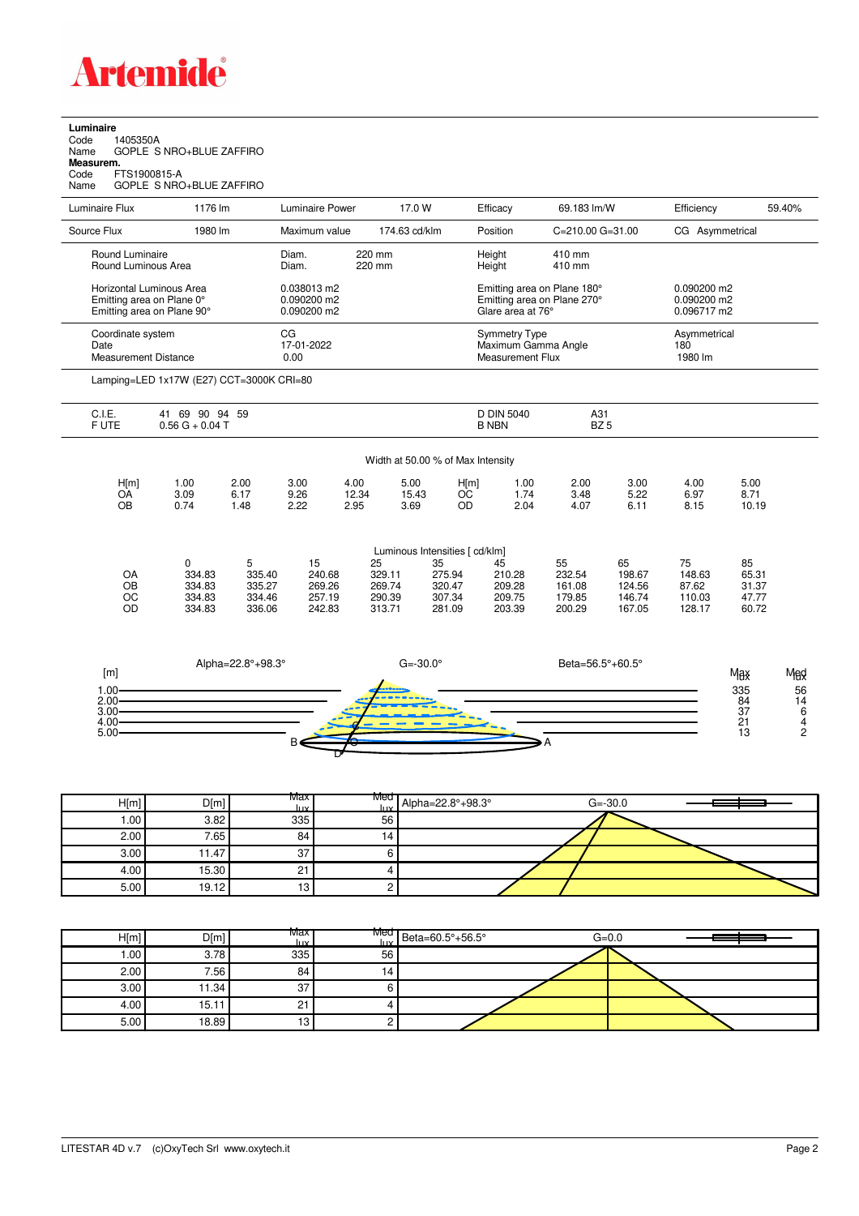**Artemide**

**Luminaire**
Code 1405350A
Name GOPLE S NRO+BLUE ZAFFIRO
**Measurem.**
Code FTS1900815-A
Name GOPLE S NRO+BLUE ZAFFIRO

| | | | | | | | |
|---|---|---|---|---|---|---|---|
| Luminaire Flux | 1176 lm | Luminaire Power | 17.0 W | Efficacy | 69.183 lm/W | Efficiency | 59.40% |
| Source Flux | 1980 lm | Maximum value | 174.63 cd/klm | Position | C=210.00 G=31.00 | CG | Asymmetrical |

| | | | | | |
|---|---|---|---|---|---|
| Round Luminaire | Diam. | 220 mm | Height | 410 mm | |
| Round Luminous Area | Diam. | 220 mm | Height | 410 mm | |
| Horizontal Luminous Area | 0.038013 m2 | | Emitting area on Plane 180° | | 0.090200 m2 |
| Emitting area on Plane 0° | 0.090200 m2 | | Emitting area on Plane 270° | | 0.090200 m2 |
| Emitting area on Plane 90° | 0.090200 m2 | | Glare area at 76° | | 0.096717 m2 |

| | | | |
|---|---|---|---|
| Coordinate system | CG | Symmetry Type | Asymmetrical |
| Date | 17-01-2022 | Maximum Gamma Angle | 180 |
| Measurement Distance | 0.00 | Measurement Flux | 1980 lm |

Lamping=LED 1x17W (E27) CCT=3000K CRI=80

| | | | |
|---|---|---|---|
| C.I.E. | 41 69 90 94 59 | D DIN 5040 | A31 |
| F UTE | 0.56 G + 0.04 T | B NBN | BZ 5 |

Width at 50.00 % of Max Intensity

| H[m] | 1.00 | 2.00 | 3.00 | 4.00 | 5.00 | H[m] | 1.00 | 2.00 | 3.00 | 4.00 | 5.00 |
|---|---|---|---|---|---|---|---|---|---|---|---|
| OA | 3.09 | 6.17 | 9.26 | 12.34 | 15.43 | OC | 1.74 | 3.48 | 5.22 | 6.97 | 8.71 |
| OB | 0.74 | 1.48 | 2.22 | 2.95 | 3.69 | OD | 2.04 | 4.07 | 6.11 | 8.15 | 10.19 |

Luminous Intensities [ cd/klm]

| | 0 | 5 | 15 | 25 | 35 | 45 | 55 | 65 | 75 | 85 |
|---|---|---|---|---|---|---|---|---|---|---|
| OA | 334.83 | 335.40 | 240.68 | 329.11 | 275.94 | 210.28 | 232.54 | 198.67 | 148.63 | 65.31 |
| OB | 334.83 | 335.27 | 269.26 | 269.74 | 320.47 | 209.28 | 161.08 | 124.56 | 87.62 | 31.37 |
| OC | 334.83 | 334.46 | 257.19 | 290.39 | 307.34 | 209.75 | 179.85 | 146.74 | 110.03 | 47.77 |
| OD | 334.83 | 336.06 | 242.83 | 313.71 | 281.09 | 203.39 | 200.29 | 167.05 | 128.17 | 60.72 |

Alpha=22.8°+98.3° G=-30.0° Beta=56.5°+60.5°

[m] Max lux Med lux
1.00 335 56
2.00 84 14
3.00 37 6
4.00 21 4
5.00 13 2

| H[m] | D[m] | Max lux | Med lux | Alpha=22.8°+98.3° G=-30.0 |
|---|---|---|---|---|
| 1.00 | 3.82 | 335 | 56 | |
| 2.00 | 7.65 | 84 | 14 | |
| 3.00 | 11.47 | 37 | 6 | |
| 4.00 | 15.30 | 21 | 4 | |
| 5.00 | 19.12 | 13 | 2 | |

| H[m] | D[m] | Max lux | Med lux | Beta=60.5°+56.5° G=0.0 |
|---|---|---|---|---|
| 1.00 | 3.78 | 335 | 56 | |
| 2.00 | 7.56 | 84 | 14 | |
| 3.00 | 11.34 | 37 | 6 | |
| 4.00 | 15.11 | 21 | 4 | |
| 5.00 | 18.89 | 13 | 2 | |

LITESTAR 4D v.7 (c)OxyTech Srl www.oxytech.it